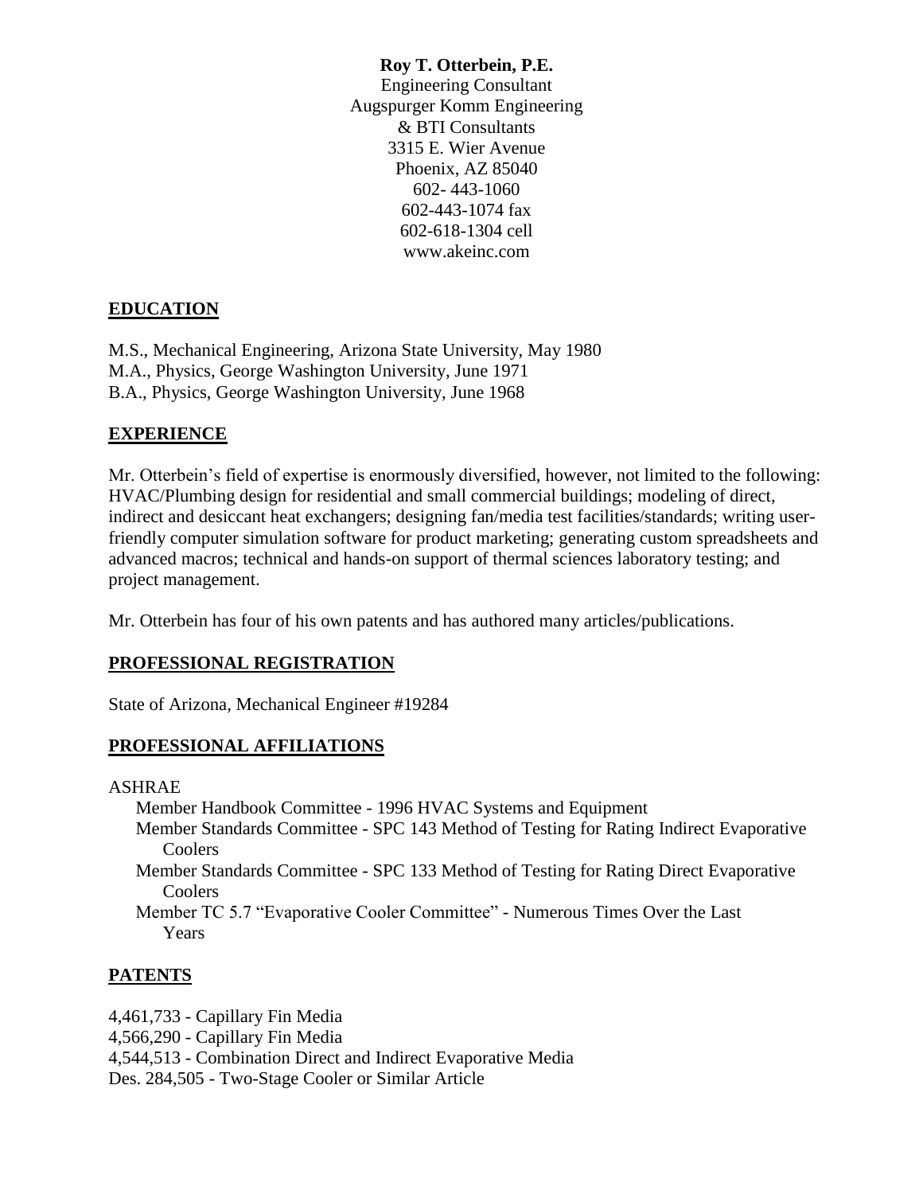**Roy T. Otterbein, P.E.**
Engineering Consultant
Augspurger Komm Engineering
& BTI Consultants
3315 E. Wier Avenue
Phoenix, AZ 85040
602- 443-1060
602-443-1074 fax
602-618-1304 cell
www.akeinc.com

## EDUCATION

M.S., Mechanical Engineering, Arizona State University, May 1980
M.A., Physics, George Washington University, June 1971
B.A., Physics, George Washington University, June 1968

## EXPERIENCE

Mr. Otterbein's field of expertise is enormously diversified, however, not limited to the following: HVAC/Plumbing design for residential and small commercial buildings; modeling of direct, indirect and desiccant heat exchangers; designing fan/media test facilities/standards; writing user-friendly computer simulation software for product marketing; generating custom spreadsheets and advanced macros; technical and hands-on support of thermal sciences laboratory testing; and project management.

Mr. Otterbein has four of his own patents and has authored many articles/publications.

## PROFESSIONAL REGISTRATION

State of Arizona, Mechanical Engineer #19284

## PROFESSIONAL AFFILIATIONS

ASHRAE

- Member Handbook Committee - 1996 HVAC Systems and Equipment
- Member Standards Committee - SPC 143 Method of Testing for Rating Indirect Evaporative Coolers
- Member Standards Committee - SPC 133 Method of Testing for Rating Direct Evaporative Coolers
- Member TC 5.7 "Evaporative Cooler Committee" - Numerous Times Over the Last Years

## PATENTS

4,461,733 - Capillary Fin Media
4,566,290 - Capillary Fin Media
4,544,513 - Combination Direct and Indirect Evaporative Media
Des. 284,505 - Two-Stage Cooler or Similar Article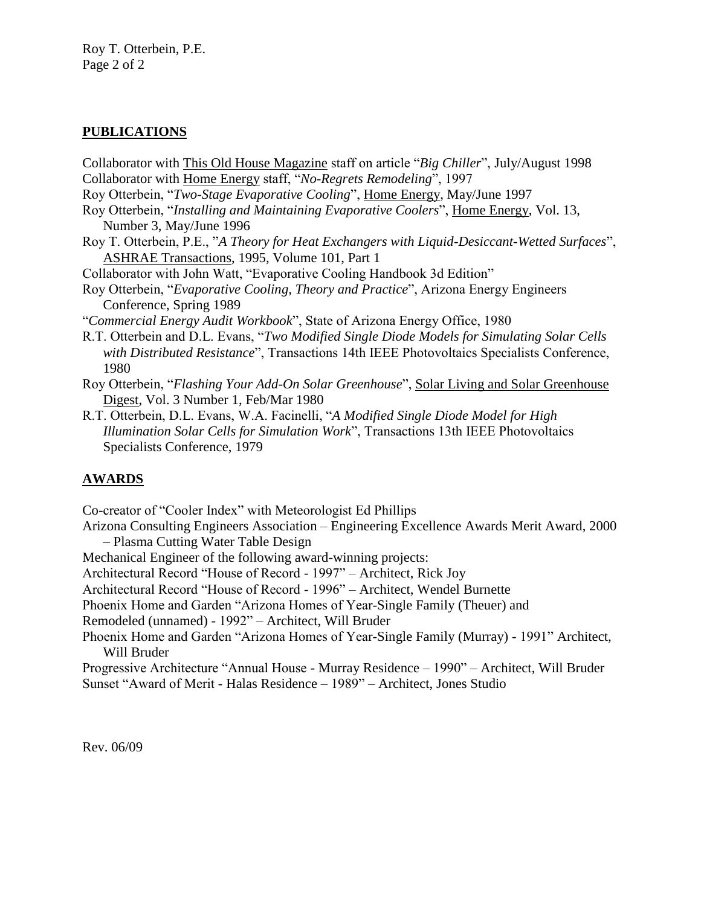## PUBLICATIONS

Collaborator with This Old House Magazine staff on article "*Big Chiller*", July/August 1998
Collaborator with Home Energy staff, "*No-Regrets Remodeling*", 1997
Roy Otterbein, "*Two-Stage Evaporative Cooling*", Home Energy, May/June 1997
Roy Otterbein, "*Installing and Maintaining Evaporative Coolers*", Home Energy, Vol. 13, Number 3, May/June 1996
Roy T. Otterbein, P.E., "*A Theory for Heat Exchangers with Liquid-Desiccant-Wetted Surfaces*", ASHRAE Transactions, 1995, Volume 101, Part 1
Collaborator with John Watt, "Evaporative Cooling Handbook 3d Edition"
Roy Otterbein, "*Evaporative Cooling, Theory and Practice*", Arizona Energy Engineers Conference, Spring 1989
"*Commercial Energy Audit Workbook*", State of Arizona Energy Office, 1980
R.T. Otterbein and D.L. Evans, "*Two Modified Single Diode Models for Simulating Solar Cells with Distributed Resistance*", Transactions 14th IEEE Photovoltaics Specialists Conference, 1980
Roy Otterbein, "*Flashing Your Add-On Solar Greenhouse*", Solar Living and Solar Greenhouse Digest, Vol. 3 Number 1, Feb/Mar 1980
R.T. Otterbein, D.L. Evans, W.A. Facinelli, "*A Modified Single Diode Model for High Illumination Solar Cells for Simulation Work*", Transactions 13th IEEE Photovoltaics Specialists Conference, 1979

## AWARDS

Co-creator of "Cooler Index" with Meteorologist Ed Phillips
Arizona Consulting Engineers Association – Engineering Excellence Awards Merit Award, 2000 – Plasma Cutting Water Table Design
Mechanical Engineer of the following award-winning projects:
Architectural Record "House of Record - 1997" – Architect, Rick Joy
Architectural Record "House of Record - 1996" – Architect, Wendel Burnette
Phoenix Home and Garden "Arizona Homes of Year-Single Family (Theuer) and Remodeled (unnamed) - 1992" – Architect, Will Bruder
Phoenix Home and Garden "Arizona Homes of Year-Single Family (Murray) - 1991" Architect, Will Bruder
Progressive Architecture "Annual House - Murray Residence – 1990" – Architect, Will Bruder
Sunset "Award of Merit - Halas Residence – 1989" – Architect, Jones Studio

Rev. 06/09